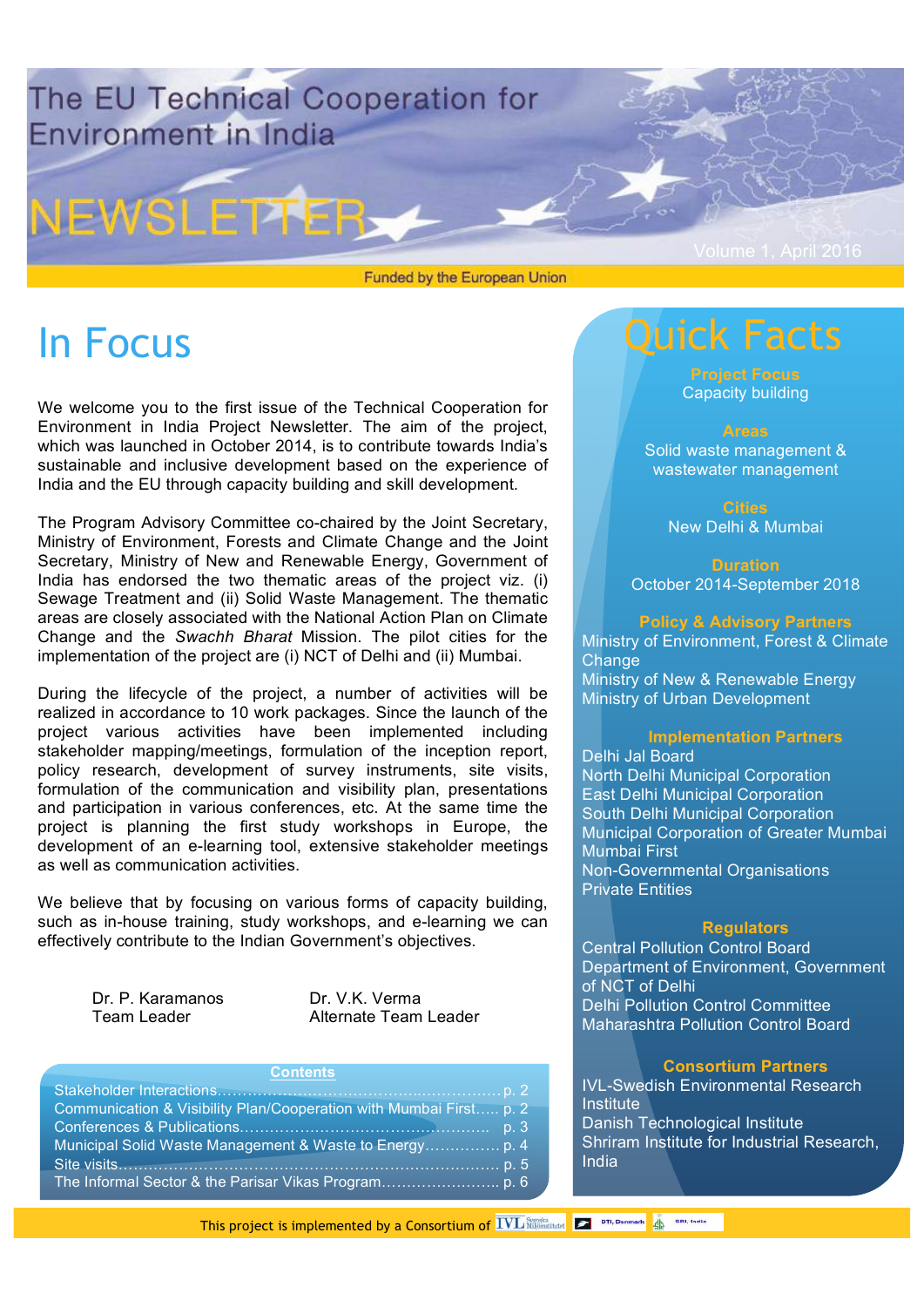# The EU Technical Cooperation for Environment in India

# NEWSLETTER

Volume 1, April 2016

Funded by the European Union

## In Focus

We welcome you to the first issue of the Technical Cooperation for Environment in India Project Newsletter. The aim of the project, which was launched in October 2014, is to contribute towards India's sustainable and inclusive development based on the experience of India and the EU through capacity building and skill development.

The Program Advisory Committee co-chaired by the Joint Secretary, Ministry of Environment, Forests and Climate Change and the Joint Secretary, Ministry of New and Renewable Energy, Government of India has endorsed the two thematic areas of the project viz. (i) Sewage Treatment and (ii) Solid Waste Management. The thematic areas are closely associated with the National Action Plan on Climate Change and the *Swachh Bharat* Mission. The pilot cities for the implementation of the project are (i) NCT of Delhi and (ii) Mumbai.

During the lifecycle of the project, a number of activities will be realized in accordance to 10 work packages. Since the launch of the project various activities have been implemented including stakeholder mapping/meetings, formulation of the inception report, policy research, development of survey instruments, site visits, formulation of the communication and visibility plan, presentations and participation in various conferences, etc. At the same time the project is planning the first study workshops in Europe, the development of an e-learning tool, extensive stakeholder meetings as well as communication activities.

We believe that by focusing on various forms of capacity building, such as in-house training, study workshops, and e-learning we can effectively contribute to the Indian Government's objectives.

Dr. P. Karamanos
Team Leader

Dr. V.K. Verma
Alternate Team Leader

**Contents**

| | |
|---|---|
| Stakeholder Interactions | p. 2 |
| Communication & Visibility Plan/Cooperation with Mumbai First | p. 2 |
| Conferences & Publications | p. 3 |
| Municipal Solid Waste Management & Waste to Energy | p. 4 |
| Site visits | p. 5 |
| The Informal Sector & the Parisar Vikas Program | p. 6 |

## Quick Facts

**Project Focus**
Capacity building

**Areas**
Solid waste management & wastewater management

**Cities**
New Delhi & Mumbai

**Duration**
October 2014-September 2018

**Policy & Advisory Partners**
Ministry of Environment, Forest & Climate Change
Ministry of New & Renewable Energy
Ministry of Urban Development

**Implementation Partners**
Delhi Jal Board
North Delhi Municipal Corporation
East Delhi Municipal Corporation
South Delhi Municipal Corporation
Municipal Corporation of Greater Mumbai
Mumbai First
Non-Governmental Organisations
Private Entities

**Regulators**
Central Pollution Control Board
Department of Environment, Government of NCT of Delhi
Delhi Pollution Control Committee
Maharashtra Pollution Control Board

**Consortium Partners**
IVL-Swedish Environmental Research Institute
Danish Technological Institute
Shriram Institute for Industrial Research, India

This project is implemented by a Consortium of IVL Svenska Miljöinstitutet, DTI, Denmark, SRI, India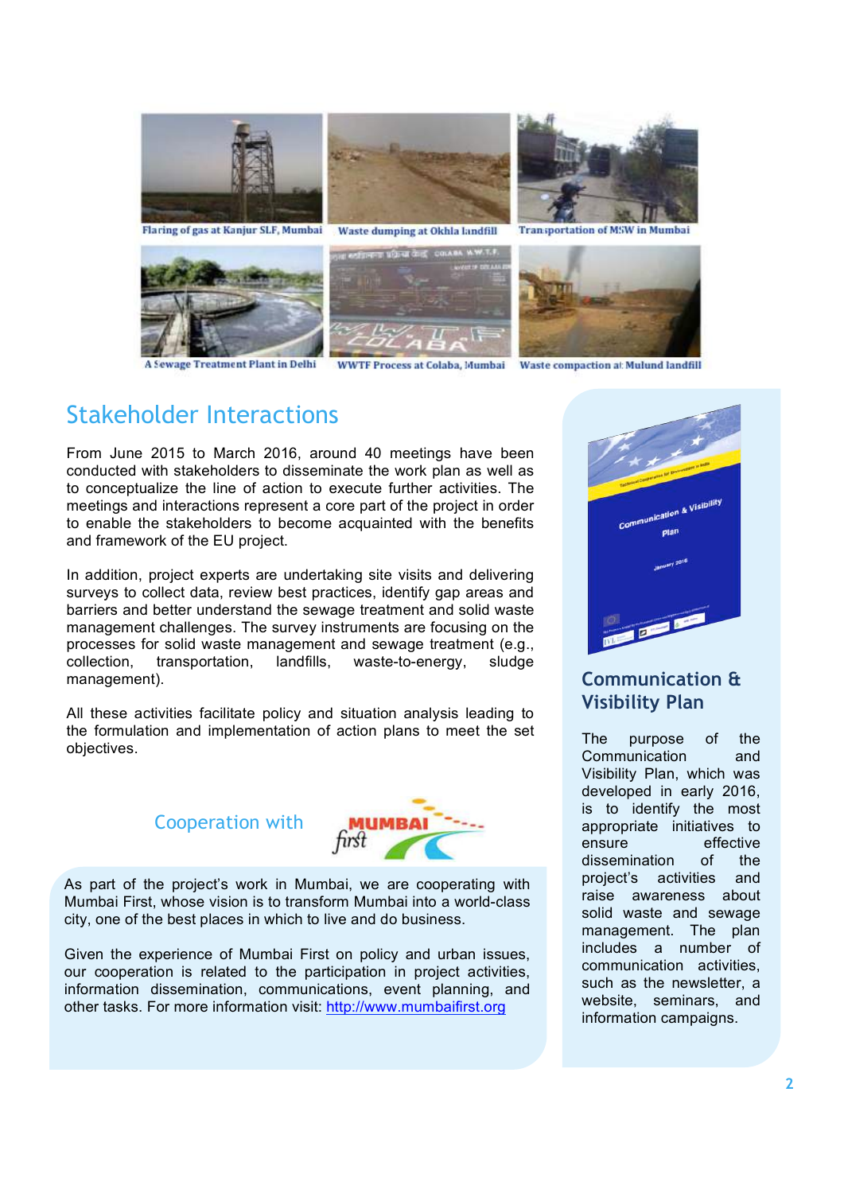Flaring of gas at Kanjur SLF, Mumbai

Waste dumping at Okhla landfill

Transportation of MSW in Mumbai

A Sewage Treatment Plant in Delhi

WWTF Process at Colaba, Mumbai

Waste compaction at Mulund landfill

## Stakeholder Interactions

From June 2015 to March 2016, around 40 meetings have been conducted with stakeholders to disseminate the work plan as well as to conceptualize the line of action to execute further activities. The meetings and interactions represent a core part of the project in order to enable the stakeholders to become acquainted with the benefits and framework of the EU project.

In addition, project experts are undertaking site visits and delivering surveys to collect data, review best practices, identify gap areas and barriers and better understand the sewage treatment and solid waste management challenges. The survey instruments are focusing on the processes for solid waste management and sewage treatment (e.g., collection, transportation, landfills, waste-to-energy, sludge management).

All these activities facilitate policy and situation analysis leading to the formulation and implementation of action plans to meet the set objectives.

### Cooperation with MUMBAI first

As part of the project's work in Mumbai, we are cooperating with Mumbai First, whose vision is to transform Mumbai into a world-class city, one of the best places in which to live and do business.

Given the experience of Mumbai First on policy and urban issues, our cooperation is related to the participation in project activities, information dissemination, communications, event planning, and other tasks. For more information visit: [http://www.mumbaifirst.org](http://www.mumbaifirst.org)

### Communication & Visibility Plan

The purpose of the Communication and Visibility Plan, which was developed in early 2016, is to identify the most appropriate initiatives to ensure effective dissemination of the project's activities and raise awareness about solid waste and sewage management. The plan includes a number of communication activities, such as the newsletter, a website, seminars, and information campaigns.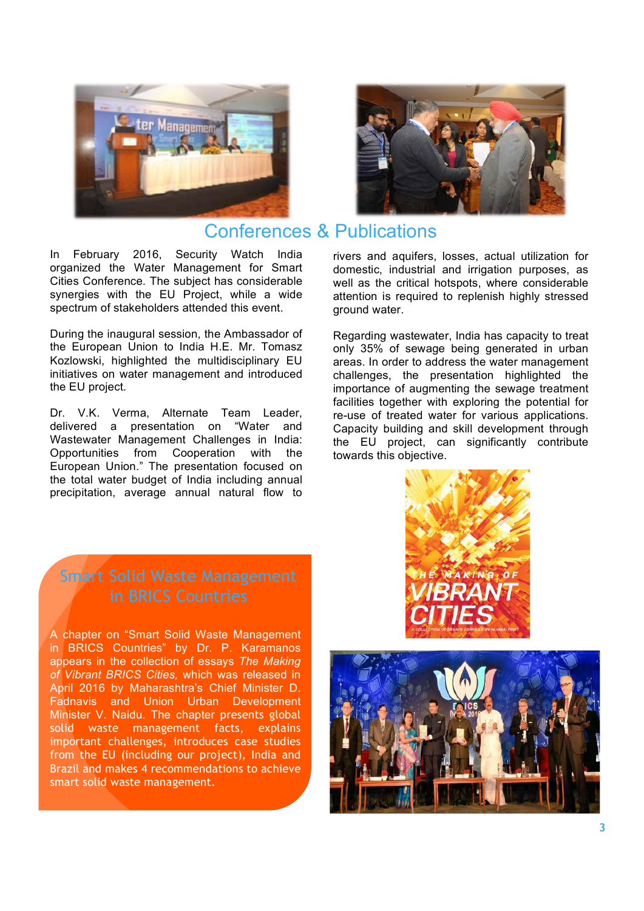# Conferences & Publications

In February 2016, Security Watch India organized the Water Management for Smart Cities Conference. The subject has considerable synergies with the EU Project, while a wide spectrum of stakeholders attended this event.

During the inaugural session, the Ambassador of the European Union to India H.E. Mr. Tomasz Kozlowski, highlighted the multidisciplinary EU initiatives on water management and introduced the EU project.

Dr. V.K. Verma, Alternate Team Leader, delivered a presentation on "Water and Wastewater Management Challenges in India: Opportunities from Cooperation with the European Union." The presentation focused on the total water budget of India including annual precipitation, average annual natural flow to rivers and aquifers, losses, actual utilization for domestic, industrial and irrigation purposes, as well as the critical hotspots, where considerable attention is required to replenish highly stressed ground water.

Regarding wastewater, India has capacity to treat only 35% of sewage being generated in urban areas. In order to address the water management challenges, the presentation highlighted the importance of augmenting the sewage treatment facilities together with exploring the potential for re-use of treated water for various applications. Capacity building and skill development through the EU project, can significantly contribute towards this objective.

## Smart Solid Waste Management in BRICS Countries

A chapter on "Smart Solid Waste Management in BRICS Countries" by Dr. P. Karamanos appears in the collection of essays *The Making of Vibrant BRICS Cities,* which was released in April 2016 by Maharashtra's Chief Minister D. Fadnavis and Union Urban Development Minister V. Naidu. The chapter presents global solid waste management facts, explains important challenges, introduces case studies from the EU (including our project), India and Brazil and makes 4 recommendations to achieve smart solid waste management.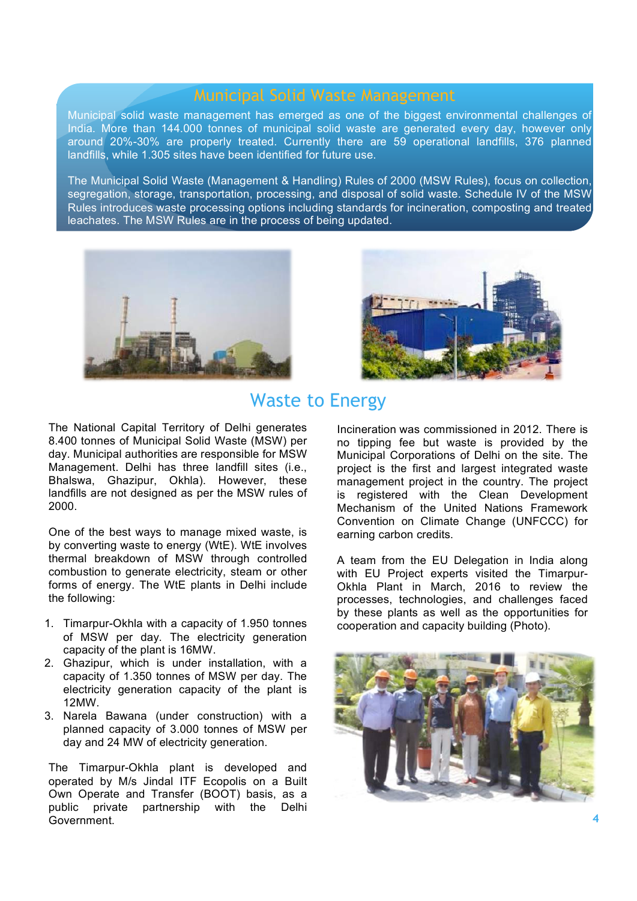## Municipal Solid Waste Management

Municipal solid waste management has emerged as one of the biggest environmental challenges of India. More than 144.000 tonnes of municipal solid waste are generated every day, however only around 20%-30% are properly treated. Currently there are 59 operational landfills, 376 planned landfills, while 1.305 sites have been identified for future use.

The Municipal Solid Waste (Management & Handling) Rules of 2000 (MSW Rules), focus on collection, segregation, storage, transportation, processing, and disposal of solid waste. Schedule IV of the MSW Rules introduces waste processing options including standards for incineration, composting and treated leachates. The MSW Rules are in the process of being updated.

## Waste to Energy

The National Capital Territory of Delhi generates 8.400 tonnes of Municipal Solid Waste (MSW) per day. Municipal authorities are responsible for MSW Management. Delhi has three landfill sites (i.e., Bhalswa, Ghazipur, Okhla). However, these landfills are not designed as per the MSW rules of 2000.

One of the best ways to manage mixed waste, is by converting waste to energy (WtE). WtE involves thermal breakdown of MSW through controlled combustion to generate electricity, steam or other forms of energy. The WtE plants in Delhi include the following:

1. Timarpur-Okhla with a capacity of 1.950 tonnes of MSW per day. The electricity generation capacity of the plant is 16MW.
2. Ghazipur, which is under installation, with a capacity of 1.350 tonnes of MSW per day. The electricity generation capacity of the plant is 12MW.
3. Narela Bawana (under construction) with a planned capacity of 3.000 tonnes of MSW per day and 24 MW of electricity generation.

The Timarpur-Okhla plant is developed and operated by M/s Jindal ITF Ecopolis on a Built Own Operate and Transfer (BOOT) basis, as a public private partnership with the Delhi Government. Incineration was commissioned in 2012. There is no tipping fee but waste is provided by the Municipal Corporations of Delhi on the site. The project is the first and largest integrated waste management project in the country. The project is registered with the Clean Development Mechanism of the United Nations Framework Convention on Climate Change (UNFCCC) for earning carbon credits.

A team from the EU Delegation in India along with EU Project experts visited the Timarpur-Okhla Plant in March, 2016 to review the processes, technologies, and challenges faced by these plants as well as the opportunities for cooperation and capacity building (Photo).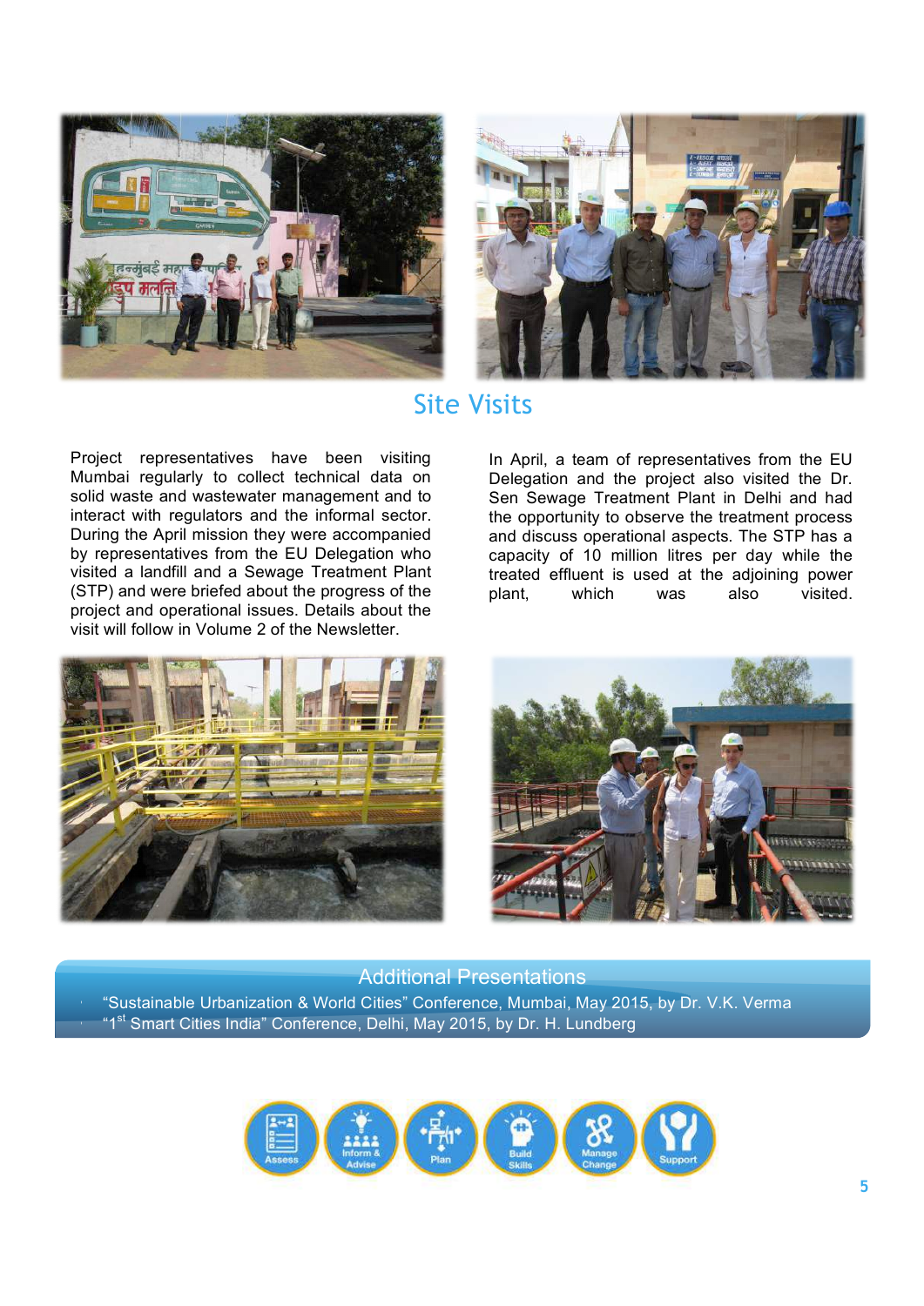## Site Visits

Project representatives have been visiting Mumbai regularly to collect technical data on solid waste and wastewater management and to interact with regulators and the informal sector. During the April mission they were accompanied by representatives from the EU Delegation who visited a landfill and a Sewage Treatment Plant (STP) and were briefed about the progress of the project and operational issues. Details about the visit will follow in Volume 2 of the Newsletter.

In April, a team of representatives from the EU Delegation and the project also visited the Dr. Sen Sewage Treatment Plant in Delhi and had the opportunity to observe the treatment process and discuss operational aspects. The STP has a capacity of 10 million litres per day while the treated effluent is used at the adjoining power plant, which was also visited.

## Additional Presentations

- "Sustainable Urbanization & World Cities" Conference, Mumbai, May 2015, by Dr. V.K. Verma
- "1st Smart Cities India" Conference, Delhi, May 2015, by Dr. H. Lundberg

Assess | Inform & Advise | Plan | Build Skills | Manage Change | Support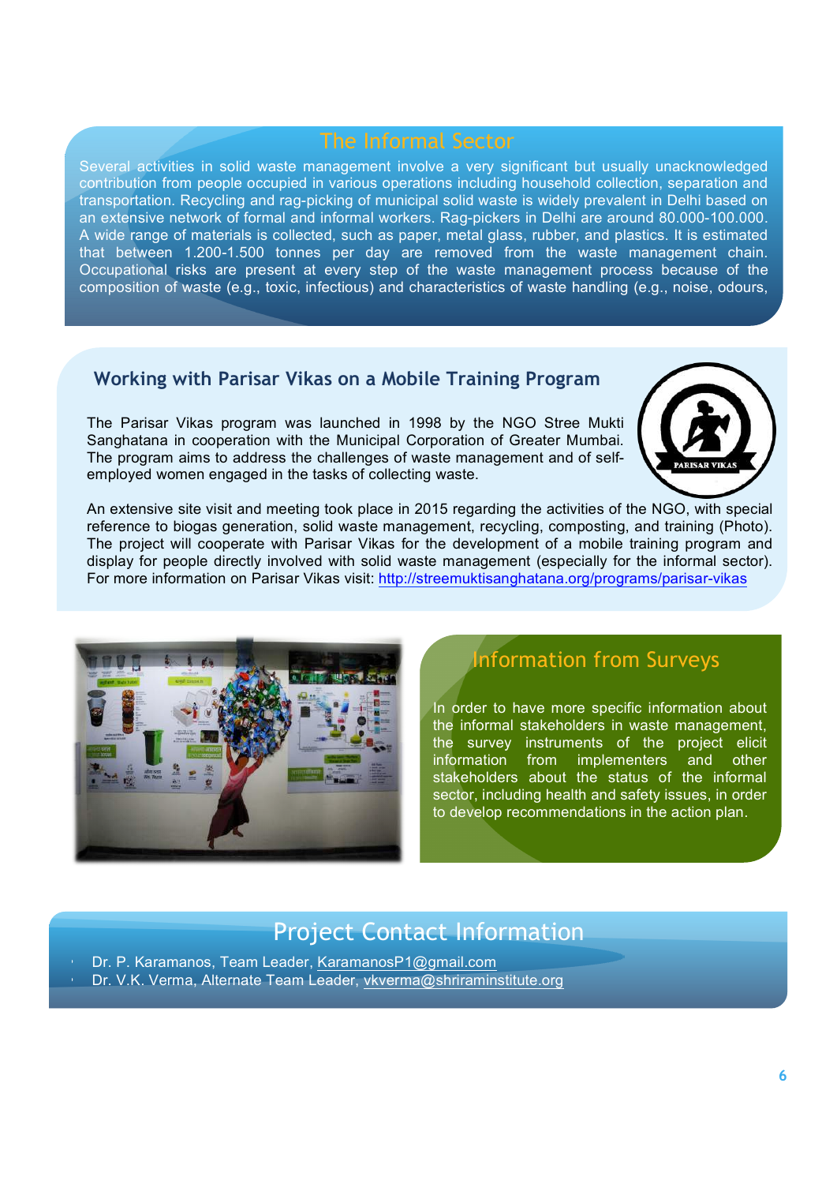## The Informal Sector

Several activities in solid waste management involve a very significant but usually unacknowledged contribution from people occupied in various operations including household collection, separation and transportation. Recycling and rag-picking of municipal solid waste is widely prevalent in Delhi based on an extensive network of formal and informal workers. Rag-pickers in Delhi are around 80.000-100.000. A wide range of materials is collected, such as paper, metal glass, rubber, and plastics. It is estimated that between 1.200-1.500 tonnes per day are removed from the waste management chain. Occupational risks are present at every step of the waste management process because of the composition of waste (e.g., toxic, infectious) and characteristics of waste handling (e.g., noise, odours,

## Working with Parisar Vikas on a Mobile Training Program

The Parisar Vikas program was launched in 1998 by the NGO Stree Mukti Sanghatana in cooperation with the Municipal Corporation of Greater Mumbai. The program aims to address the challenges of waste management and of self-employed women engaged in the tasks of collecting waste.

An extensive site visit and meeting took place in 2015 regarding the activities of the NGO, with special reference to biogas generation, solid waste management, recycling, composting, and training (Photo). The project will cooperate with Parisar Vikas for the development of a mobile training program and display for people directly involved with solid waste management (especially for the informal sector). For more information on Parisar Vikas visit: http://streemuktisanghatana.org/programs/parisar-vikas

## Information from Surveys

In order to have more specific information about the informal stakeholders in waste management, the survey instruments of the project elicit information from implementers and other stakeholders about the status of the informal sector, including health and safety issues, in order to develop recommendations in the action plan.

## Project Contact Information

- Dr. P. Karamanos, Team Leader, KaramanosP1@gmail.com
- Dr. V.K. Verma, Alternate Team Leader, vkverma@shriraminstitute.org